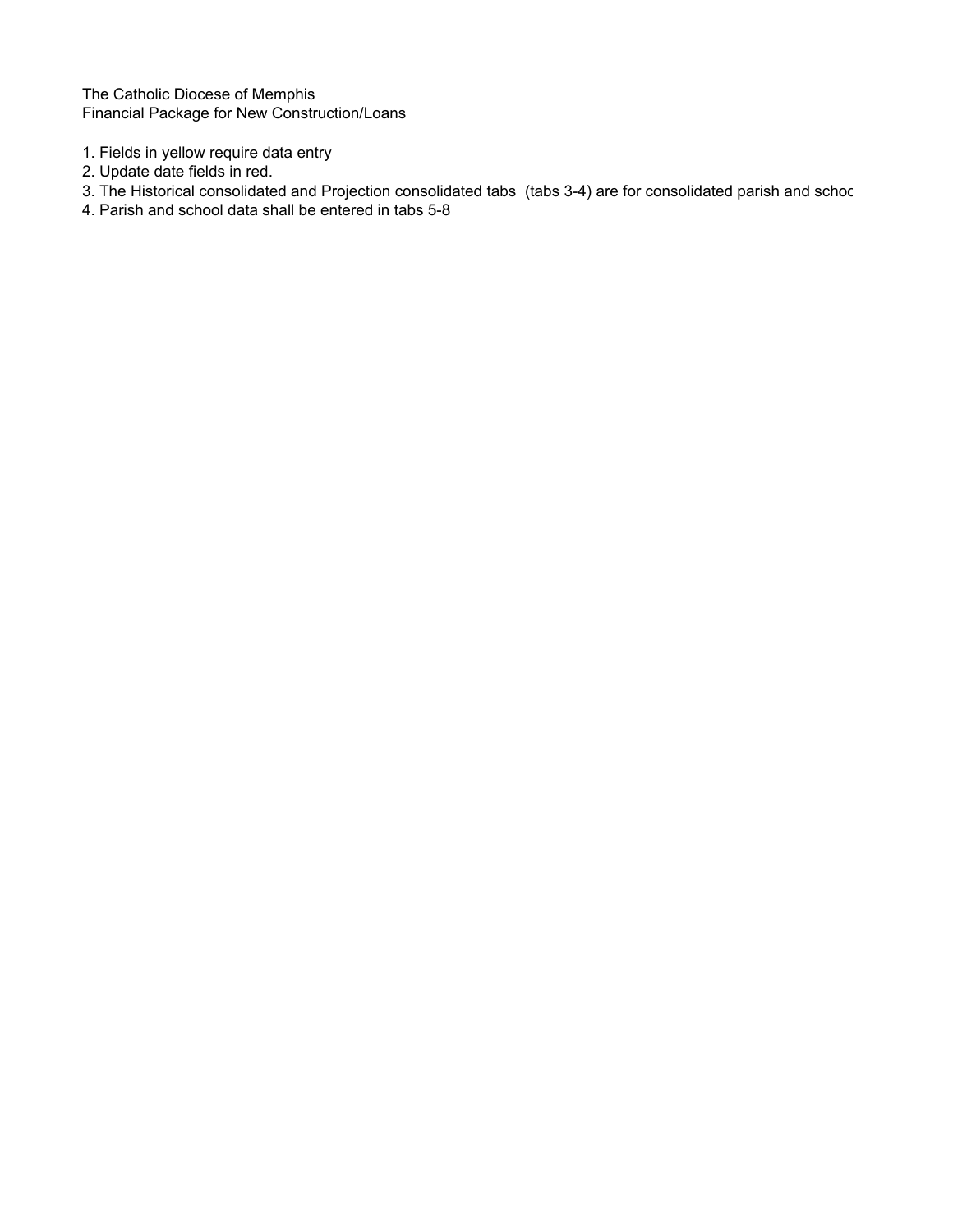The Catholic Diocese of Memphis
Financial Package for New Construction/Loans

1. Fields in yellow require data entry
2. Update date fields in red.
3. The Historical consolidated and Projection consolidated tabs (tabs 3-4) are for consolidated parish and schoo
4. Parish and school data shall be entered in tabs 5-8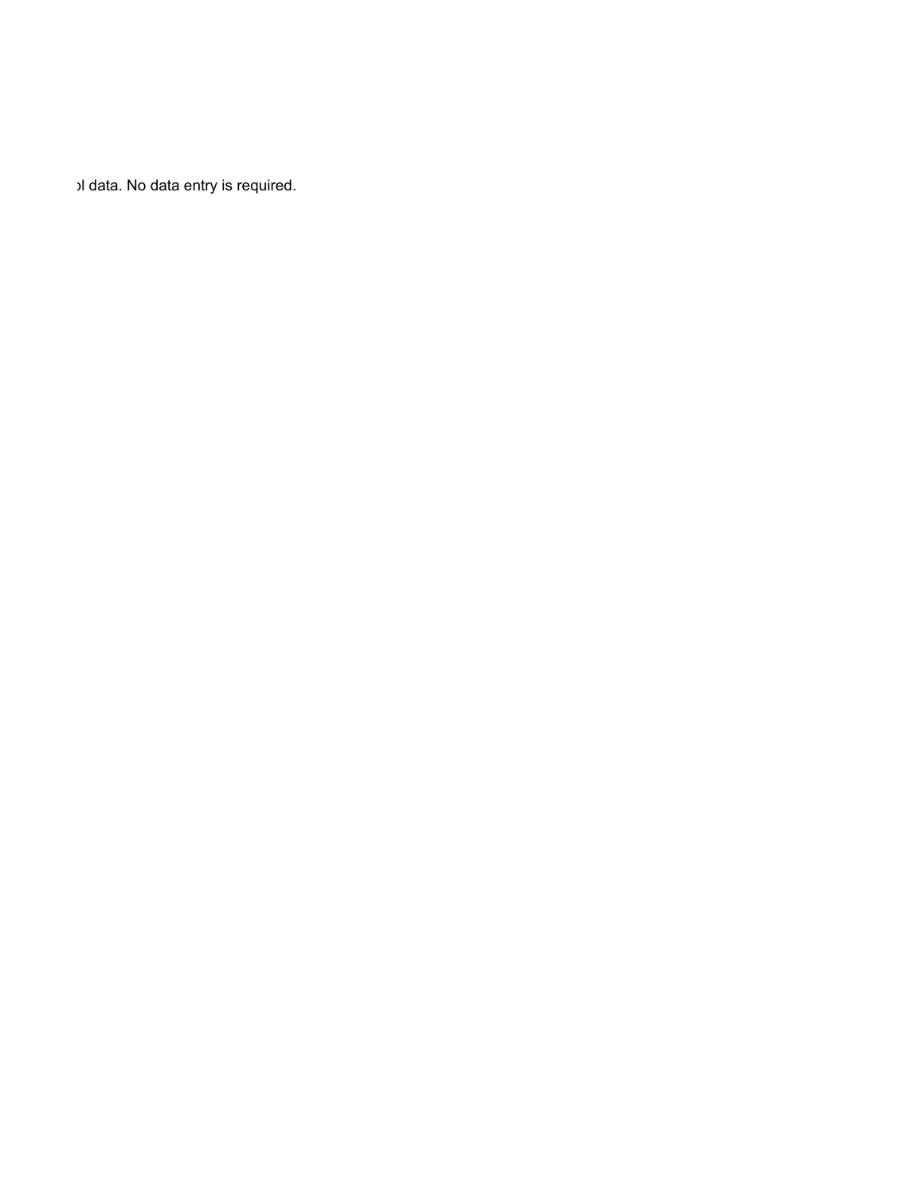ol data. No data entry is required.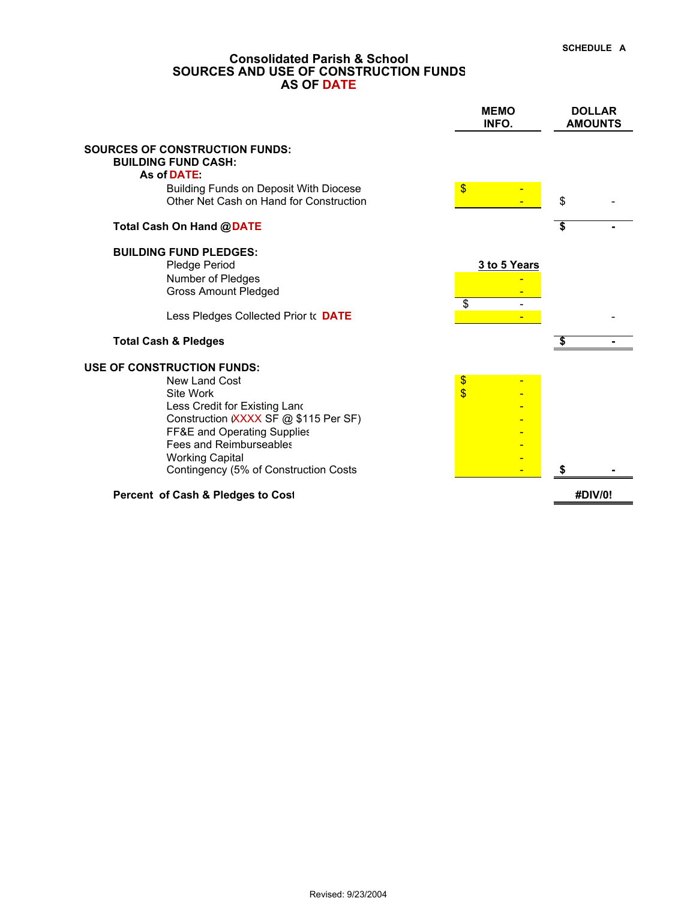SCHEDULE A

## Consolidated Parish & School
## SOURCES AND USE OF CONSTRUCTION FUNDS
## AS OF DATE

| | MEMO INFO. | DOLLAR AMOUNTS |
|---|---|---|
| **SOURCES OF CONSTRUCTION FUNDS:** | | |
| **BUILDING FUND CASH:** | | |
| **As of DATE:** | | |
| Building Funds on Deposit With Diocese | $ - | |
| Other Net Cash on Hand for Construction | - | $ - |
| **Total Cash On Hand @DATE** | | **$ -** |
| **BUILDING FUND PLEDGES:** | | |
| Pledge Period | **3 to 5 Years** | |
| Number of Pledges | - | |
| Gross Amount Pledged | - | |
| | $ - | |
| Less Pledges Collected Prior tc DATE | - | - |
| **Total Cash & Pledges** | | **$ -** |
| **USE OF CONSTRUCTION FUNDS:** | | |
| New Land Cost | $ - | |
| Site Work | $ - | |
| Less Credit for Existing Lanc | - | |
| Construction (XXXX SF @ $115 Per SF) | - | |
| FF&E and Operating Supplies | - | |
| Fees and Reimburseables | - | |
| Working Capital | - | |
| Contingency (5% of Construction Costs | - | **$ -** |
| **Percent of Cash & Pledges to Cost** | | **#DIV/0!** |

Revised: 9/23/2004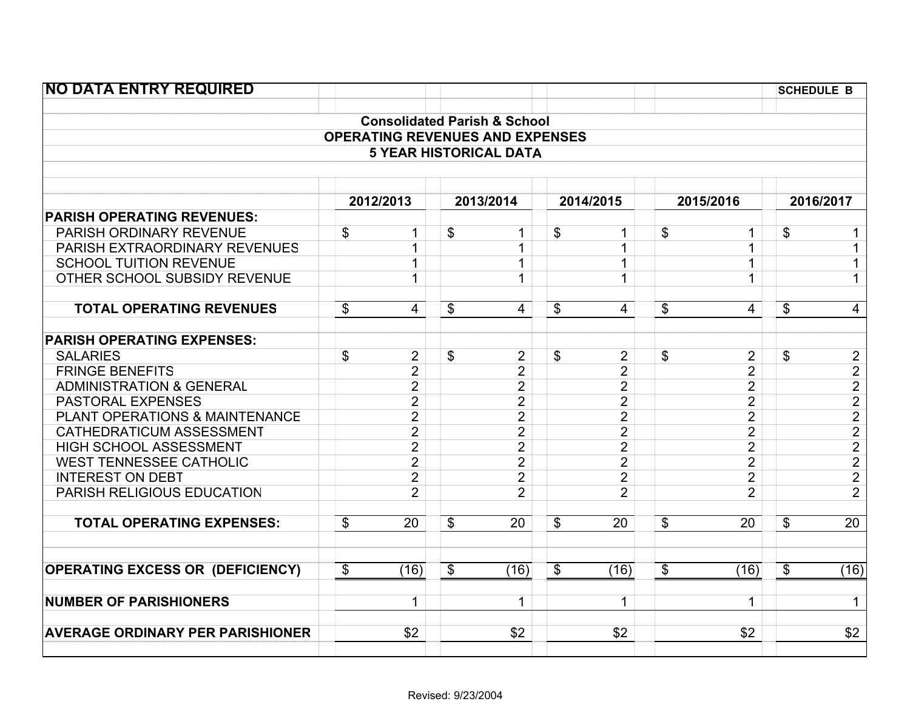**NO DATA ENTRY REQUIRED** **SCHEDULE B**

**Consolidated Parish & School**
**OPERATING REVENUES AND EXPENSES**
**5 YEAR HISTORICAL DATA**

| | 2012/2013 | 2013/2014 | 2014/2015 | 2015/2016 | 2016/2017 |
|---|---|---|---|---|---|
| **PARISH OPERATING REVENUES:** | | | | | |
| PARISH ORDINARY REVENUE | $ 1 | $ 1 | $ 1 | $ 1 | $ 1 |
| PARISH EXTRAORDINARY REVENUES | 1 | 1 | 1 | 1 | 1 |
| SCHOOL TUITION REVENUE | 1 | 1 | 1 | 1 | 1 |
| OTHER SCHOOL SUBSIDY REVENUE | 1 | 1 | 1 | 1 | 1 |
| **TOTAL OPERATING REVENUES** | $ 4 | $ 4 | $ 4 | $ 4 | $ 4 |
| **PARISH OPERATING EXPENSES:** | | | | | |
| SALARIES | $ 2 | $ 2 | $ 2 | $ 2 | $ 2 |
| FRINGE BENEFITS | 2 | 2 | 2 | 2 | 2 |
| ADMINISTRATION & GENERAL | 2 | 2 | 2 | 2 | 2 |
| PASTORAL EXPENSES | 2 | 2 | 2 | 2 | 2 |
| PLANT OPERATIONS & MAINTENANCE | 2 | 2 | 2 | 2 | 2 |
| CATHEDRATICUM ASSESSMENT | 2 | 2 | 2 | 2 | 2 |
| HIGH SCHOOL ASSESSMENT | 2 | 2 | 2 | 2 | 2 |
| WEST TENNESSEE CATHOLIC | 2 | 2 | 2 | 2 | 2 |
| INTEREST ON DEBT | 2 | 2 | 2 | 2 | 2 |
| PARISH RELIGIOUS EDUCATION | 2 | 2 | 2 | 2 | 2 |
| **TOTAL OPERATING EXPENSES:** | $ 20 | $ 20 | $ 20 | $ 20 | $ 20 |
| **OPERATING EXCESS OR (DEFICIENCY)** | $ (16) | $ (16) | $ (16) | $ (16) | $ (16) |
| **NUMBER OF PARISHIONERS** | 1 | 1 | 1 | 1 | 1 |
| **AVERAGE ORDINARY PER PARISHIONER** | $2 | $2 | $2 | $2 | $2 |

Revised: 9/23/2004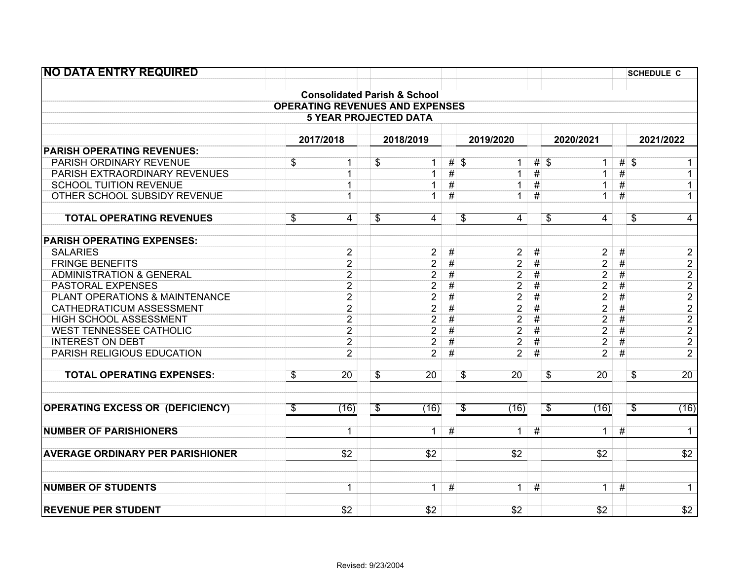**NO DATA ENTRY REQUIRED** — **SCHEDULE C**

**Consolidated Parish & School**
**OPERATING REVENUES AND EXPENSES**
**5 YEAR PROJECTED DATA**

| | 2017/2018 | 2018/2019 | | 2019/2020 | | 2020/2021 | | 2021/2022 |
|---|---|---|---|---|---|---|---|---|
| **PARISH OPERATING REVENUES:** | | | | | | | | |
| PARISH ORDINARY REVENUE | $ 1 | $ 1 | # | $ 1 | # | $ 1 | # | $ 1 |
| PARISH EXTRAORDINARY REVENUES | 1 | 1 | # | 1 | # | 1 | # | 1 |
| SCHOOL TUITION REVENUE | 1 | 1 | # | 1 | # | 1 | # | 1 |
| OTHER SCHOOL SUBSIDY REVENUE | 1 | 1 | # | 1 | # | 1 | # | 1 |
| **TOTAL OPERATING REVENUES** | $ 4 | $ 4 | | $ 4 | | $ 4 | | $ 4 |
| **PARISH OPERATING EXPENSES:** | | | | | | | | |
| SALARIES | 2 | 2 | # | 2 | # | 2 | # | 2 |
| FRINGE BENEFITS | 2 | 2 | # | 2 | # | 2 | # | 2 |
| ADMINISTRATION & GENERAL | 2 | 2 | # | 2 | # | 2 | # | 2 |
| PASTORAL EXPENSES | 2 | 2 | # | 2 | # | 2 | # | 2 |
| PLANT OPERATIONS & MAINTENANCE | 2 | 2 | # | 2 | # | 2 | # | 2 |
| CATHEDRATICUM ASSESSMENT | 2 | 2 | # | 2 | # | 2 | # | 2 |
| HIGH SCHOOL ASSESSMENT | 2 | 2 | # | 2 | # | 2 | # | 2 |
| WEST TENNESSEE CATHOLIC | 2 | 2 | # | 2 | # | 2 | # | 2 |
| INTEREST ON DEBT | 2 | 2 | # | 2 | # | 2 | # | 2 |
| PARISH RELIGIOUS EDUCATION | 2 | 2 | # | 2 | # | 2 | # | 2 |
| **TOTAL OPERATING EXPENSES:** | $ 20 | $ 20 | | $ 20 | | $ 20 | | $ 20 |
| **OPERATING EXCESS OR (DEFICIENCY)** | $ (16) | $ (16) | | $ (16) | | $ (16) | | $ (16) |
| **NUMBER OF PARISHIONERS** | 1 | 1 | # | 1 | # | 1 | # | 1 |
| **AVERAGE ORDINARY PER PARISHIONER** | $2 | $2 | | $2 | | $2 | | $2 |
| **NUMBER OF STUDENTS** | 1 | 1 | # | 1 | # | 1 | # | 1 |
| **REVENUE PER STUDENT** | $2 | $2 | | $2 | | $2 | | $2 |

Revised: 9/23/2004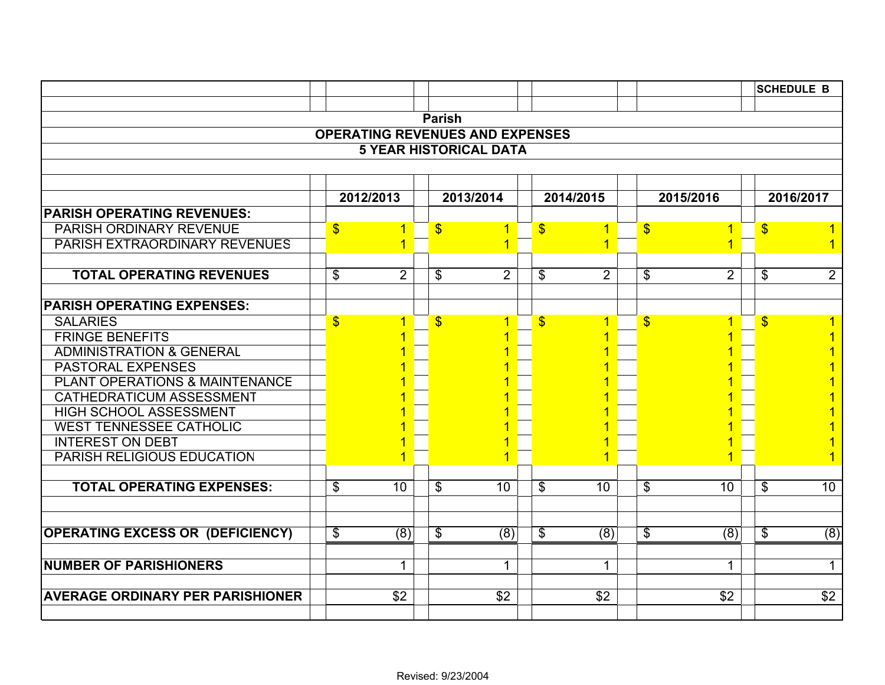SCHEDULE B

## Parish
## OPERATING REVENUES AND EXPENSES
## 5 YEAR HISTORICAL DATA

| | 2012/2013 | 2013/2014 | 2014/2015 | 2015/2016 | 2016/2017 |
|---|---|---|---|---|---|
| **PARISH OPERATING REVENUES:** | | | | | |
| PARISH ORDINARY REVENUE | $ 1 | $ 1 | $ 1 | $ 1 | $ 1 |
| PARISH EXTRAORDINARY REVENUES | 1 | 1 | 1 | 1 | 1 |
| | | | | | |
| **TOTAL OPERATING REVENUES** | $ 2 | $ 2 | $ 2 | $ 2 | $ 2 |
| | | | | | |
| **PARISH OPERATING EXPENSES:** | | | | | |
| SALARIES | $ 1 | $ 1 | $ 1 | $ 1 | $ 1 |
| FRINGE BENEFITS | 1 | 1 | 1 | 1 | 1 |
| ADMINISTRATION & GENERAL | 1 | 1 | 1 | 1 | 1 |
| PASTORAL EXPENSES | 1 | 1 | 1 | 1 | 1 |
| PLANT OPERATIONS & MAINTENANCE | 1 | 1 | 1 | 1 | 1 |
| CATHEDRATICUM ASSESSMENT | 1 | 1 | 1 | 1 | 1 |
| HIGH SCHOOL ASSESSMENT | 1 | 1 | 1 | 1 | 1 |
| WEST TENNESSEE CATHOLIC | 1 | 1 | 1 | 1 | 1 |
| INTEREST ON DEBT | 1 | 1 | 1 | 1 | 1 |
| PARISH RELIGIOUS EDUCATION | 1 | 1 | 1 | 1 | 1 |
| | | | | | |
| **TOTAL OPERATING EXPENSES:** | $ 10 | $ 10 | $ 10 | $ 10 | $ 10 |
| | | | | | |
| **OPERATING EXCESS OR (DEFICIENCY)** | $ (8) | $ (8) | $ (8) | $ (8) | $ (8) |
| | | | | | |
| **NUMBER OF PARISHIONERS** | 1 | 1 | 1 | 1 | 1 |
| | | | | | |
| **AVERAGE ORDINARY PER PARISHIONER** | $2 | $2 | $2 | $2 | $2 |

Revised: 9/23/2004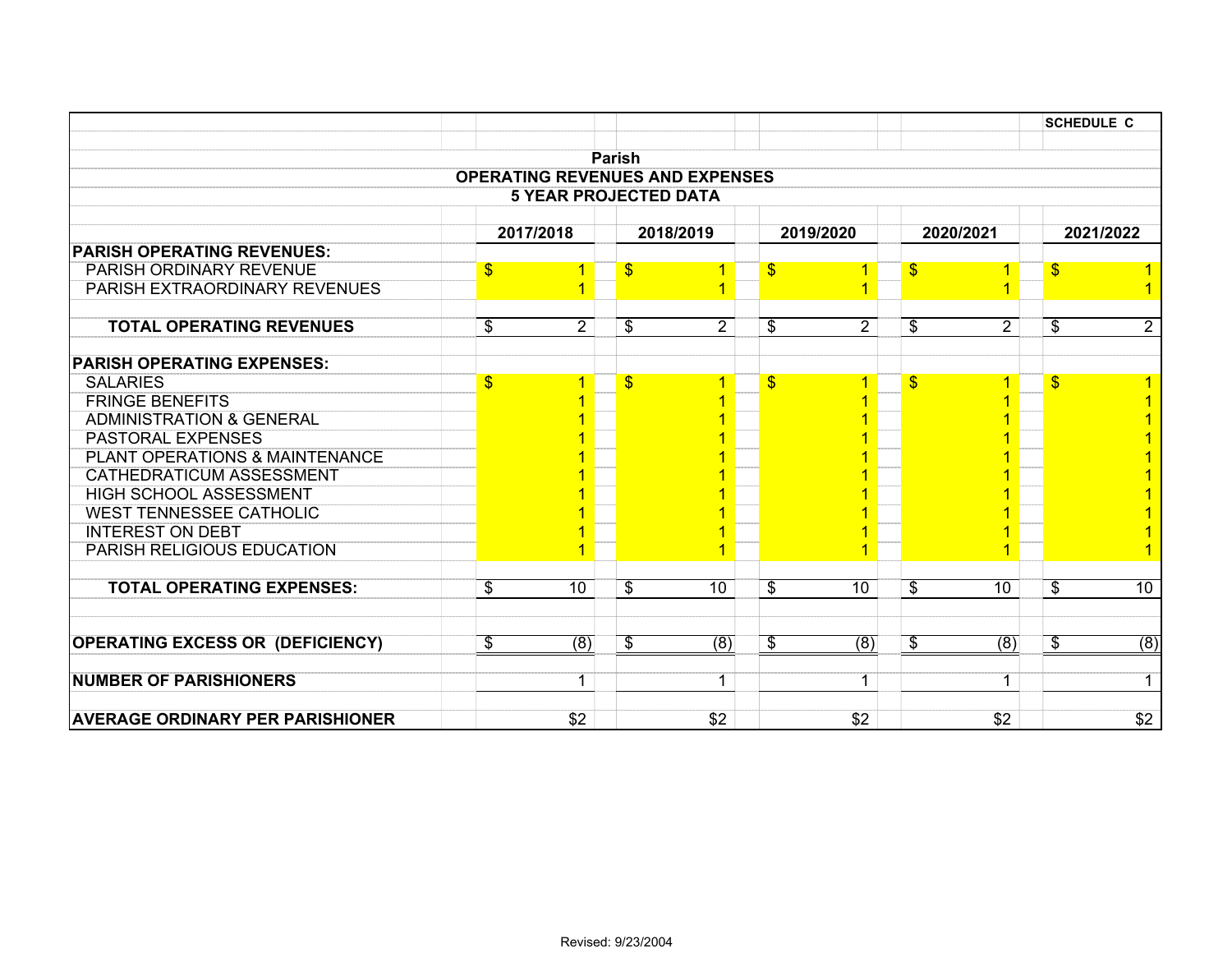SCHEDULE C

**Parish**

**OPERATING REVENUES AND EXPENSES**

**5 YEAR PROJECTED DATA**

| | 2017/2018 | 2018/2019 | 2019/2020 | 2020/2021 | 2021/2022 |
|---|---|---|---|---|---|
| **PARISH OPERATING REVENUES:** | | | | | |
| PARISH ORDINARY REVENUE | $ 1 | $ 1 | $ 1 | $ 1 | $ 1 |
| PARISH EXTRAORDINARY REVENUES | 1 | 1 | 1 | 1 | 1 |
| **TOTAL OPERATING REVENUES** | $ 2 | $ 2 | $ 2 | $ 2 | $ 2 |
| **PARISH OPERATING EXPENSES:** | | | | | |
| SALARIES | $ 1 | $ 1 | $ 1 | $ 1 | $ 1 |
| FRINGE BENEFITS | 1 | 1 | 1 | 1 | 1 |
| ADMINISTRATION & GENERAL | 1 | 1 | 1 | 1 | 1 |
| PASTORAL EXPENSES | 1 | 1 | 1 | 1 | 1 |
| PLANT OPERATIONS & MAINTENANCE | 1 | 1 | 1 | 1 | 1 |
| CATHEDRATICUM ASSESSMENT | 1 | 1 | 1 | 1 | 1 |
| HIGH SCHOOL ASSESSMENT | 1 | 1 | 1 | 1 | 1 |
| WEST TENNESSEE CATHOLIC | 1 | 1 | 1 | 1 | 1 |
| INTEREST ON DEBT | 1 | 1 | 1 | 1 | 1 |
| PARISH RELIGIOUS EDUCATION | 1 | 1 | 1 | 1 | 1 |
| **TOTAL OPERATING EXPENSES:** | $ 10 | $ 10 | $ 10 | $ 10 | $ 10 |
| **OPERATING EXCESS OR (DEFICIENCY)** | $ (8) | $ (8) | $ (8) | $ (8) | $ (8) |
| **NUMBER OF PARISHIONERS** | 1 | 1 | 1 | 1 | 1 |
| **AVERAGE ORDINARY PER PARISHIONER** | $2 | $2 | $2 | $2 | $2 |

Revised: 9/23/2004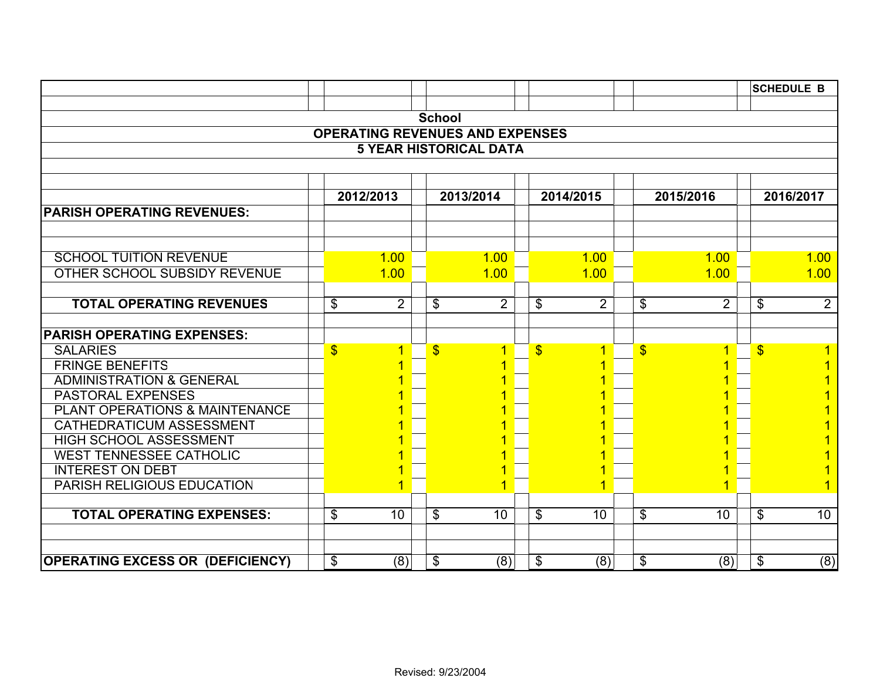SCHEDULE B

# School
## OPERATING REVENUES AND EXPENSES
## 5 YEAR HISTORICAL DATA

| | 2012/2013 | 2013/2014 | 2014/2015 | 2015/2016 | 2016/2017 |
|---|---|---|---|---|---|
| **PARISH OPERATING REVENUES:** | | | | | |
| SCHOOL TUITION REVENUE | 1.00 | 1.00 | 1.00 | 1.00 | 1.00 |
| OTHER SCHOOL SUBSIDY REVENUE | 1.00 | 1.00 | 1.00 | 1.00 | 1.00 |
| **TOTAL OPERATING REVENUES** | $ 2 | $ 2 | $ 2 | $ 2 | $ 2 |
| **PARISH OPERATING EXPENSES:** | | | | | |
| SALARIES | $ 1 | $ 1 | $ 1 | $ 1 | $ 1 |
| FRINGE BENEFITS | 1 | 1 | 1 | 1 | 1 |
| ADMINISTRATION & GENERAL | 1 | 1 | 1 | 1 | 1 |
| PASTORAL EXPENSES | 1 | 1 | 1 | 1 | 1 |
| PLANT OPERATIONS & MAINTENANCE | 1 | 1 | 1 | 1 | 1 |
| CATHEDRATICUM ASSESSMENT | 1 | 1 | 1 | 1 | 1 |
| HIGH SCHOOL ASSESSMENT | 1 | 1 | 1 | 1 | 1 |
| WEST TENNESSEE CATHOLIC | 1 | 1 | 1 | 1 | 1 |
| INTEREST ON DEBT | 1 | 1 | 1 | 1 | 1 |
| PARISH RELIGIOUS EDUCATION | 1 | 1 | 1 | 1 | 1 |
| **TOTAL OPERATING EXPENSES:** | $ 10 | $ 10 | $ 10 | $ 10 | $ 10 |
| **OPERATING EXCESS OR (DEFICIENCY)** | $ (8) | $ (8) | $ (8) | $ (8) | $ (8) |

Revised: 9/23/2004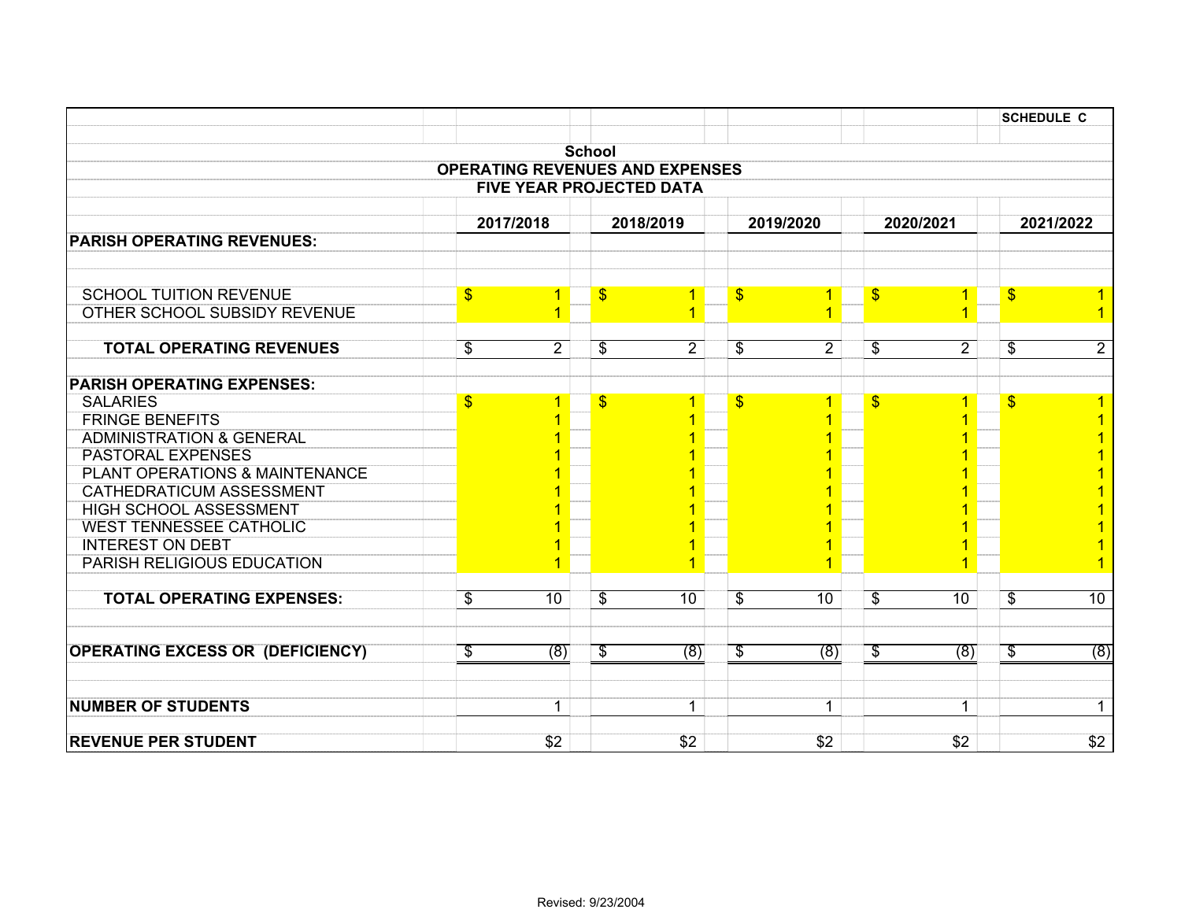**SCHEDULE C**

## School
## OPERATING REVENUES AND EXPENSES
## FIVE YEAR PROJECTED DATA

| | 2017/2018 | 2018/2019 | 2019/2020 | 2020/2021 | 2021/2022 |
|---|---|---|---|---|---|
| **PARISH OPERATING REVENUES:** | | | | | |
| SCHOOL TUITION REVENUE | $ 1 | $ 1 | $ 1 | $ 1 | $ 1 |
| OTHER SCHOOL SUBSIDY REVENUE | 1 | 1 | 1 | 1 | 1 |
| **TOTAL OPERATING REVENUES** | $ 2 | $ 2 | $ 2 | $ 2 | $ 2 |
| **PARISH OPERATING EXPENSES:** | | | | | |
| SALARIES | $ 1 | $ 1 | $ 1 | $ 1 | $ 1 |
| FRINGE BENEFITS | 1 | 1 | 1 | 1 | 1 |
| ADMINISTRATION & GENERAL | 1 | 1 | 1 | 1 | 1 |
| PASTORAL EXPENSES | 1 | 1 | 1 | 1 | 1 |
| PLANT OPERATIONS & MAINTENANCE | 1 | 1 | 1 | 1 | 1 |
| CATHEDRATICUM ASSESSMENT | 1 | 1 | 1 | 1 | 1 |
| HIGH SCHOOL ASSESSMENT | 1 | 1 | 1 | 1 | 1 |
| WEST TENNESSEE CATHOLIC | 1 | 1 | 1 | 1 | 1 |
| INTEREST ON DEBT | 1 | 1 | 1 | 1 | 1 |
| PARISH RELIGIOUS EDUCATION | 1 | 1 | 1 | 1 | 1 |
| **TOTAL OPERATING EXPENSES:** | $ 10 | $ 10 | $ 10 | $ 10 | $ 10 |
| **OPERATING EXCESS OR (DEFICIENCY)** | $ (8) | $ (8) | $ (8) | $ (8) | $ (8) |
| **NUMBER OF STUDENTS** | 1 | 1 | 1 | 1 | 1 |
| **REVENUE PER STUDENT** | $2 | $2 | $2 | $2 | $2 |

Revised: 9/23/2004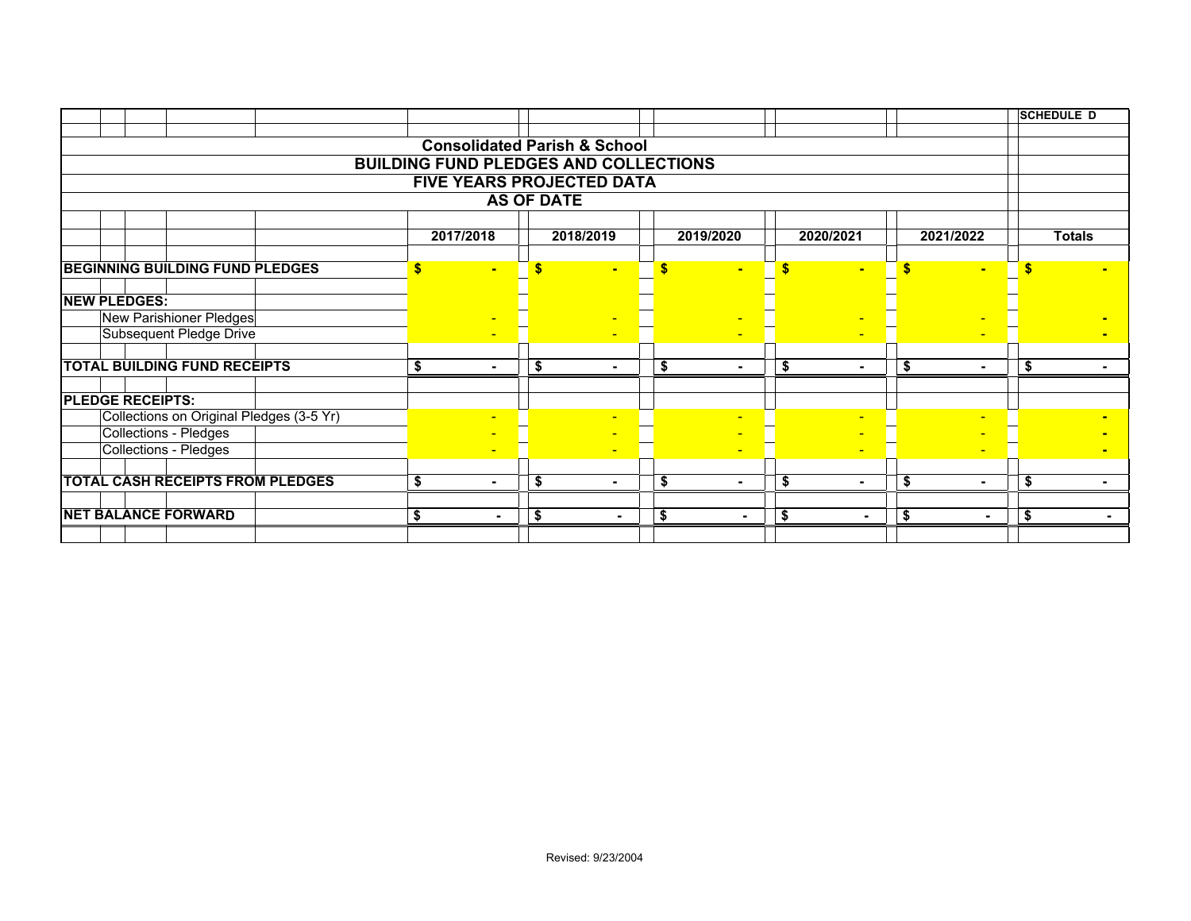SCHEDULE D

# Consolidated Parish & School
## BUILDING FUND PLEDGES AND COLLECTIONS
## FIVE YEARS PROJECTED DATA
## AS OF DATE

| | 2017/2018 | 2018/2019 | 2019/2020 | 2020/2021 | 2021/2022 | Totals |
|---|---|---|---|---|---|---|
| **BEGINNING BUILDING FUND PLEDGES** | $ - | $ - | $ - | $ - | $ - | $ - |
| **NEW PLEDGES:** | | | | | | |
| New Parishioner Pledges | - | - | - | - | - | - |
| Subsequent Pledge Drive | - | - | - | - | - | - |
| **TOTAL BUILDING FUND RECEIPTS** | $ - | $ - | $ - | $ - | $ - | $ - |
| **PLEDGE RECEIPTS:** | | | | | | |
| Collections on Original Pledges (3-5 Yr) | - | - | - | - | - | - |
| Collections - Pledges | - | - | - | - | - | - |
| Collections - Pledges | - | - | - | - | - | - |
| **TOTAL CASH RECEIPTS FROM PLEDGES** | $ - | $ - | $ - | $ - | $ - | $ - |
| **NET BALANCE FORWARD** | $ - | $ - | $ - | $ - | $ - | $ - |

Revised: 9/23/2004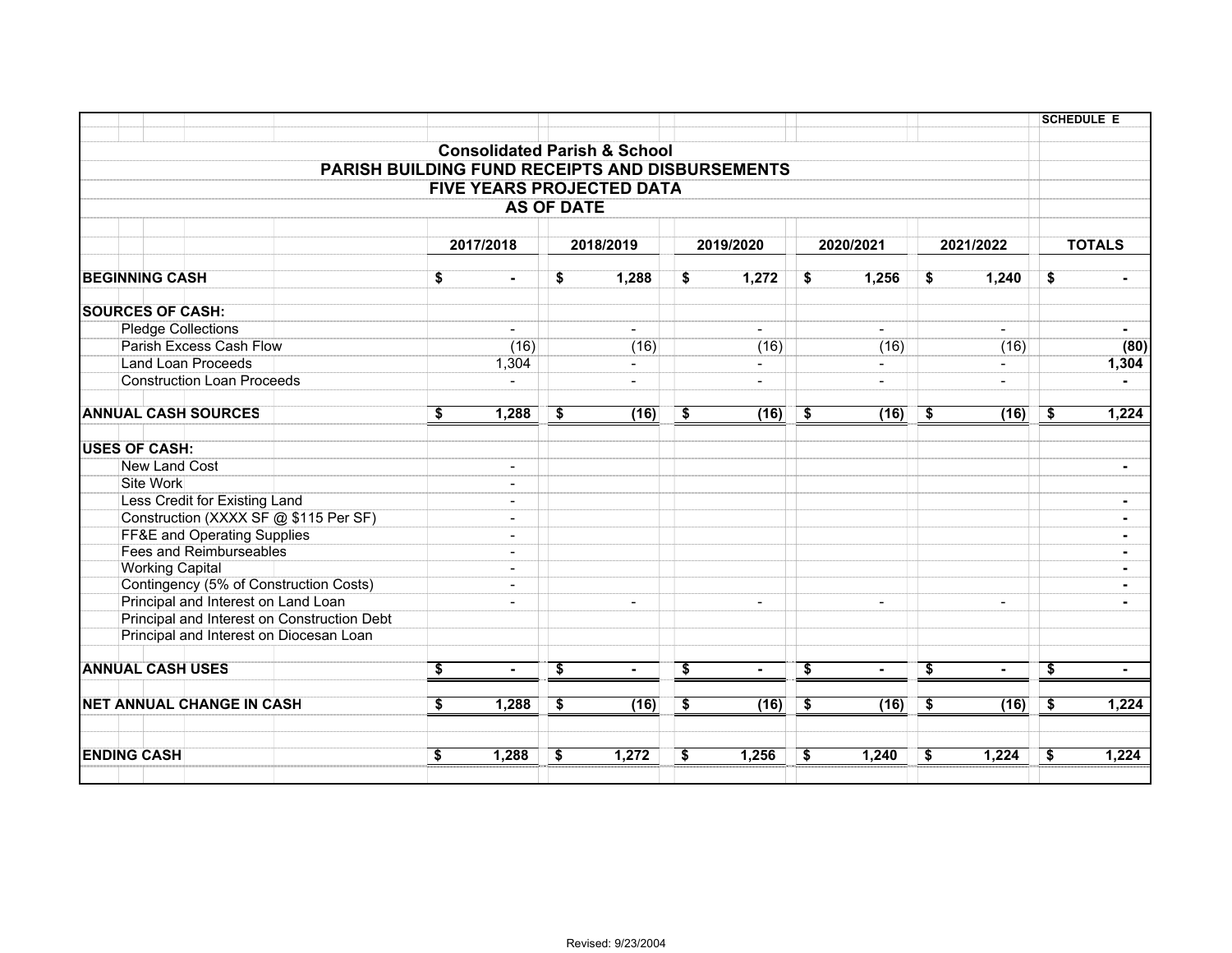SCHEDULE E

**Consolidated Parish & School**
**PARISH BUILDING FUND RECEIPTS AND DISBURSEMENTS**
**FIVE YEARS PROJECTED DATA**
**AS OF DATE**

| | 2017/2018 | 2018/2019 | 2019/2020 | 2020/2021 | 2021/2022 | TOTALS |
|---|---|---|---|---|---|---|
| **BEGINNING CASH** | $ - | $ 1,288 | $ 1,272 | $ 1,256 | $ 1,240 | $ - |
| **SOURCES OF CASH:** | | | | | | |
| Pledge Collections | - | - | - | - | - | - |
| Parish Excess Cash Flow | (16) | (16) | (16) | (16) | (16) | (80) |
| Land Loan Proceeds | 1,304 | - | - | - | - | 1,304 |
| Construction Loan Proceeds | - | - | - | - | - | - |
| **ANNUAL CASH SOURCES** | $ 1,288 | $ (16) | $ (16) | $ (16) | $ (16) | $ 1,224 |
| **USES OF CASH:** | | | | | | |
| New Land Cost | - | | | | | - |
| Site Work | - | | | | | |
| Less Credit for Existing Land | - | | | | | - |
| Construction (XXXX SF @ $115 Per SF) | - | | | | | - |
| FF&E and Operating Supplies | - | | | | | - |
| Fees and Reimburseables | - | | | | | - |
| Working Capital | - | | | | | - |
| Contingency (5% of Construction Costs) | - | | | | | - |
| Principal and Interest on Land Loan | - | - | - | - | - | - |
| Principal and Interest on Construction Debt | | | | | | |
| Principal and Interest on Diocesan Loan | | | | | | |
| **ANNUAL CASH USES** | $ - | $ - | $ - | $ - | $ - | $ - |
| **NET ANNUAL CHANGE IN CASH** | $ 1,288 | $ (16) | $ (16) | $ (16) | $ (16) | $ 1,224 |
| **ENDING CASH** | $ 1,288 | $ 1,272 | $ 1,256 | $ 1,240 | $ 1,224 | $ 1,224 |

Revised: 9/23/2004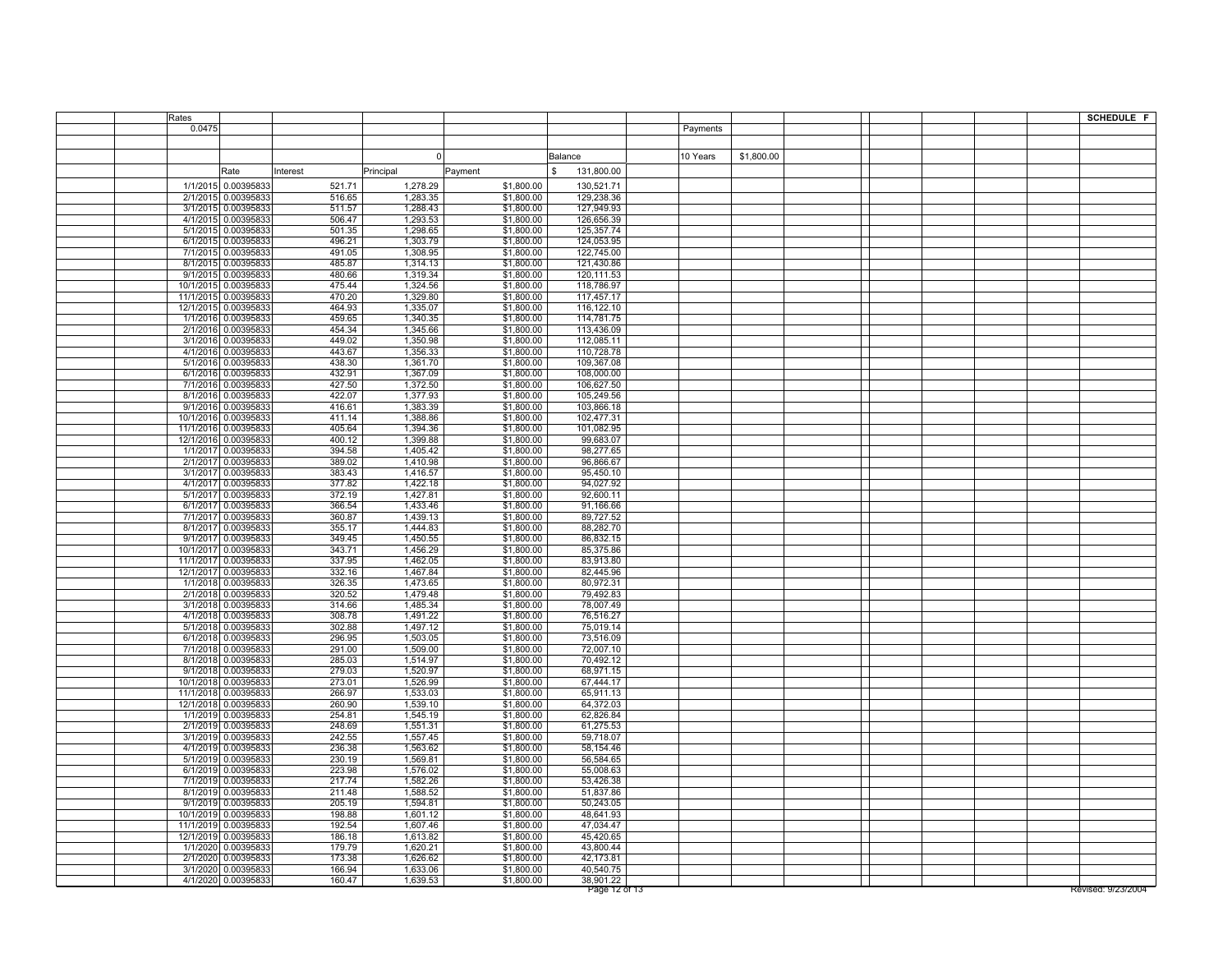**SCHEDULE F**

| Rates | | | | | | | |
|---|---|---|---|---|---|---|---|
| 0.0475 | | | | | | Payments | |
| | | | | | | | |
| | | | 0 | | Balance | 10 Years | $1,800.00 |
| | Rate | Interest | Principal | Payment | $ 131,800.00 | | |
| 1/1/2015 | 0.00395833 | 521.71 | 1,278.29 | $1,800.00 | 130,521.71 | | |
| 2/1/2015 | 0.00395833 | 516.65 | 1,283.35 | $1,800.00 | 129,238.36 | | |
| 3/1/2015 | 0.00395833 | 511.57 | 1,288.43 | $1,800.00 | 127,949.93 | | |
| 4/1/2015 | 0.00395833 | 506.47 | 1,293.53 | $1,800.00 | 126,656.39 | | |
| 5/1/2015 | 0.00395833 | 501.35 | 1,298.65 | $1,800.00 | 125,357.74 | | |
| 6/1/2015 | 0.00395833 | 496.21 | 1,303.79 | $1,800.00 | 124,053.95 | | |
| 7/1/2015 | 0.00395833 | 491.05 | 1,308.95 | $1,800.00 | 122,745.00 | | |
| 8/1/2015 | 0.00395833 | 485.87 | 1,314.13 | $1,800.00 | 121,430.86 | | |
| 9/1/2015 | 0.00395833 | 480.66 | 1,319.34 | $1,800.00 | 120,111.53 | | |
| 10/1/2015 | 0.00395833 | 475.44 | 1,324.56 | $1,800.00 | 118,786.97 | | |
| 11/1/2015 | 0.00395833 | 470.20 | 1,329.80 | $1,800.00 | 117,457.17 | | |
| 12/1/2015 | 0.00395833 | 464.93 | 1,335.07 | $1,800.00 | 116,122.10 | | |
| 1/1/2016 | 0.00395833 | 459.65 | 1,340.35 | $1,800.00 | 114,781.75 | | |
| 2/1/2016 | 0.00395833 | 454.34 | 1,345.66 | $1,800.00 | 113,436.09 | | |
| 3/1/2016 | 0.00395833 | 449.02 | 1,350.98 | $1,800.00 | 112,085.11 | | |
| 4/1/2016 | 0.00395833 | 443.67 | 1,356.33 | $1,800.00 | 110,728.78 | | |
| 5/1/2016 | 0.00395833 | 438.30 | 1,361.70 | $1,800.00 | 109,367.08 | | |
| 6/1/2016 | 0.00395833 | 432.91 | 1,367.09 | $1,800.00 | 108,000.00 | | |
| 7/1/2016 | 0.00395833 | 427.50 | 1,372.50 | $1,800.00 | 106,627.50 | | |
| 8/1/2016 | 0.00395833 | 422.07 | 1,377.93 | $1,800.00 | 105,249.56 | | |
| 9/1/2016 | 0.00395833 | 416.61 | 1,383.39 | $1,800.00 | 103,866.18 | | |
| 10/1/2016 | 0.00395833 | 411.14 | 1,388.86 | $1,800.00 | 102,477.31 | | |
| 11/1/2016 | 0.00395833 | 405.64 | 1,394.36 | $1,800.00 | 101,082.95 | | |
| 12/1/2016 | 0.00395833 | 400.12 | 1,399.88 | $1,800.00 | 99,683.07 | | |
| 1/1/2017 | 0.00395833 | 394.58 | 1,405.42 | $1,800.00 | 98,277.65 | | |
| 2/1/2017 | 0.00395833 | 389.02 | 1,410.98 | $1,800.00 | 96,866.67 | | |
| 3/1/2017 | 0.00395833 | 383.43 | 1,416.57 | $1,800.00 | 95,450.10 | | |
| 4/1/2017 | 0.00395833 | 377.82 | 1,422.18 | $1,800.00 | 94,027.92 | | |
| 5/1/2017 | 0.00395833 | 372.19 | 1,427.81 | $1,800.00 | 92,600.11 | | |
| 6/1/2017 | 0.00395833 | 366.54 | 1,433.46 | $1,800.00 | 91,166.66 | | |
| 7/1/2017 | 0.00395833 | 360.87 | 1,439.13 | $1,800.00 | 89,727.52 | | |
| 8/1/2017 | 0.00395833 | 355.17 | 1,444.83 | $1,800.00 | 88,282.70 | | |
| 9/1/2017 | 0.00395833 | 349.45 | 1,450.55 | $1,800.00 | 86,832.15 | | |
| 10/1/2017 | 0.00395833 | 343.71 | 1,456.29 | $1,800.00 | 85,375.86 | | |
| 11/1/2017 | 0.00395833 | 337.95 | 1,462.05 | $1,800.00 | 83,913.80 | | |
| 12/1/2017 | 0.00395833 | 332.16 | 1,467.84 | $1,800.00 | 82,445.96 | | |
| 1/1/2018 | 0.00395833 | 326.35 | 1,473.65 | $1,800.00 | 80,972.31 | | |
| 2/1/2018 | 0.00395833 | 320.52 | 1,479.48 | $1,800.00 | 79,492.83 | | |
| 3/1/2018 | 0.00395833 | 314.66 | 1,485.34 | $1,800.00 | 78,007.49 | | |
| 4/1/2018 | 0.00395833 | 308.78 | 1,491.22 | $1,800.00 | 76,516.27 | | |
| 5/1/2018 | 0.00395833 | 302.88 | 1,497.12 | $1,800.00 | 75,019.14 | | |
| 6/1/2018 | 0.00395833 | 296.95 | 1,503.05 | $1,800.00 | 73,516.09 | | |
| 7/1/2018 | 0.00395833 | 291.00 | 1,509.00 | $1,800.00 | 72,007.10 | | |
| 8/1/2018 | 0.00395833 | 285.03 | 1,514.97 | $1,800.00 | 70,492.12 | | |
| 9/1/2018 | 0.00395833 | 279.03 | 1,520.97 | $1,800.00 | 68,971.15 | | |
| 10/1/2018 | 0.00395833 | 273.01 | 1,526.99 | $1,800.00 | 67,444.17 | | |
| 11/1/2018 | 0.00395833 | 266.97 | 1,533.03 | $1,800.00 | 65,911.13 | | |
| 12/1/2018 | 0.00395833 | 260.90 | 1,539.10 | $1,800.00 | 64,372.03 | | |
| 1/1/2019 | 0.00395833 | 254.81 | 1,545.19 | $1,800.00 | 62,826.84 | | |
| 2/1/2019 | 0.00395833 | 248.69 | 1,551.31 | $1,800.00 | 61,275.53 | | |
| 3/1/2019 | 0.00395833 | 242.55 | 1,557.45 | $1,800.00 | 59,718.07 | | |
| 4/1/2019 | 0.00395833 | 236.38 | 1,563.62 | $1,800.00 | 58,154.46 | | |
| 5/1/2019 | 0.00395833 | 230.19 | 1,569.81 | $1,800.00 | 56,584.65 | | |
| 6/1/2019 | 0.00395833 | 223.98 | 1,576.02 | $1,800.00 | 55,008.63 | | |
| 7/1/2019 | 0.00395833 | 217.74 | 1,582.26 | $1,800.00 | 53,426.38 | | |
| 8/1/2019 | 0.00395833 | 211.48 | 1,588.52 | $1,800.00 | 51,837.86 | | |
| 9/1/2019 | 0.00395833 | 205.19 | 1,594.81 | $1,800.00 | 50,243.05 | | |
| 10/1/2019 | 0.00395833 | 198.88 | 1,601.12 | $1,800.00 | 48,641.93 | | |
| 11/1/2019 | 0.00395833 | 192.54 | 1,607.46 | $1,800.00 | 47,034.47 | | |
| 12/1/2019 | 0.00395833 | 186.18 | 1,613.82 | $1,800.00 | 45,420.65 | | |
| 1/1/2020 | 0.00395833 | 179.79 | 1,620.21 | $1,800.00 | 43,800.44 | | |
| 2/1/2020 | 0.00395833 | 173.38 | 1,626.62 | $1,800.00 | 42,173.81 | | |
| 3/1/2020 | 0.00395833 | 166.94 | 1,633.06 | $1,800.00 | 40,540.75 | | |
| 4/1/2020 | 0.00395833 | 160.47 | 1,639.53 | $1,800.00 | 38,901.22 | | |

Revised: 9/23/2004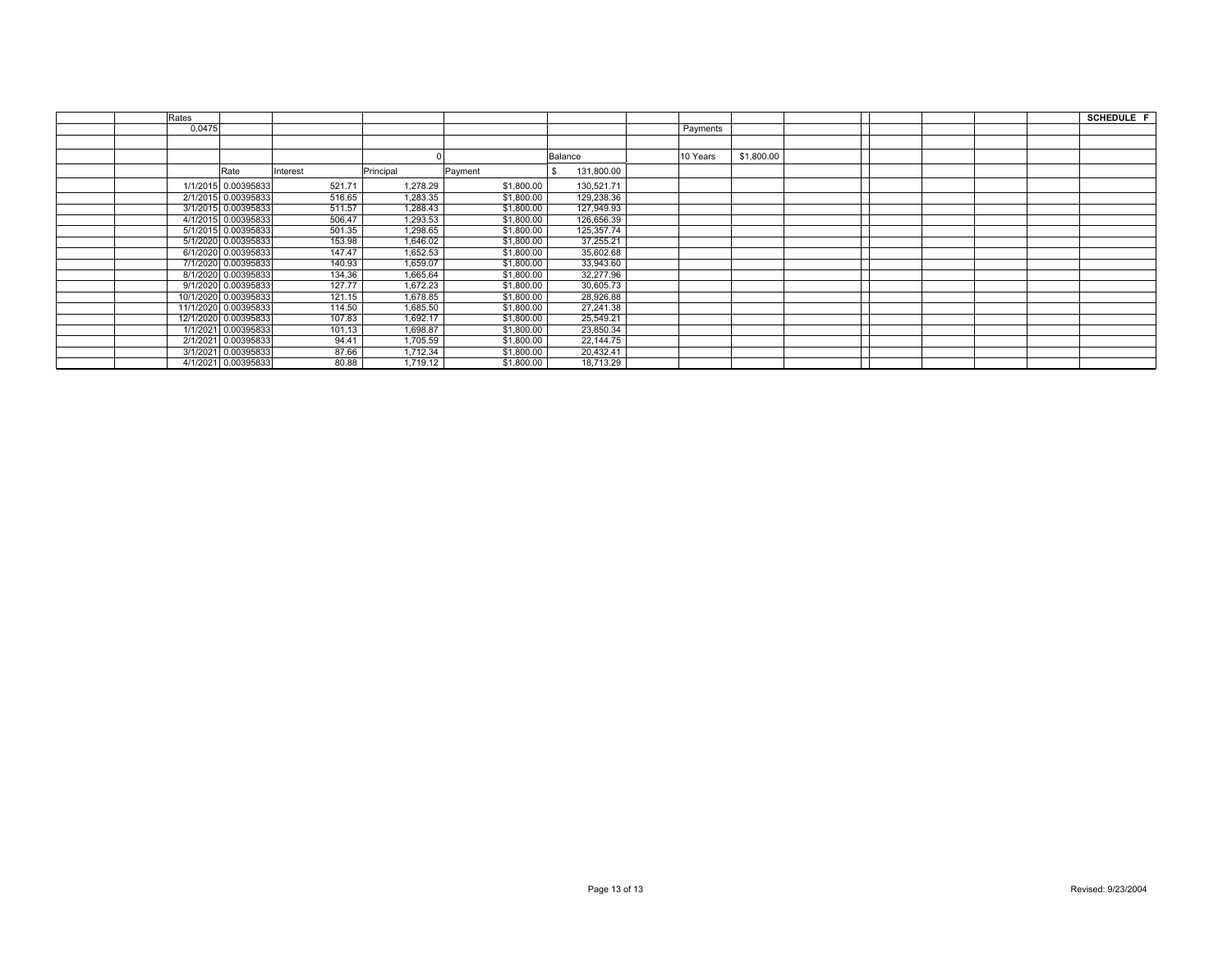**SCHEDULE F**

| Rates | | | | | | | | |
|---|---|---|---|---|---|---|---|---|
| 0.0475 | | | | | | | Payments | |
| | | | | | | | | |
| | | | 0 | | Balance | | 10 Years | $1,800.00 |
| | Rate | Interest | Principal | Payment | $ 131,800.00 | | | |
| 1/1/2015 | 0.00395833 | 521.71 | 1,278.29 | $1,800.00 | 130,521.71 | | | |
| 2/1/2015 | 0.00395833 | 516.65 | 1,283.35 | $1,800.00 | 129,238.36 | | | |
| 3/1/2015 | 0.00395833 | 511.57 | 1,288.43 | $1,800.00 | 127,949.93 | | | |
| 4/1/2015 | 0.00395833 | 506.47 | 1,293.53 | $1,800.00 | 126,656.39 | | | |
| 5/1/2015 | 0.00395833 | 501.35 | 1,298.65 | $1,800.00 | 125,357.74 | | | |
| 5/1/2020 | 0.00395833 | 153.98 | 1,646.02 | $1,800.00 | 37,255.21 | | | |
| 6/1/2020 | 0.00395833 | 147.47 | 1,652.53 | $1,800.00 | 35,602.68 | | | |
| 7/1/2020 | 0.00395833 | 140.93 | 1,659.07 | $1,800.00 | 33,943.60 | | | |
| 8/1/2020 | 0.00395833 | 134.36 | 1,665.64 | $1,800.00 | 32,277.96 | | | |
| 9/1/2020 | 0.00395833 | 127.77 | 1,672.23 | $1,800.00 | 30,605.73 | | | |
| 10/1/2020 | 0.00395833 | 121.15 | 1,678.85 | $1,800.00 | 28,926.88 | | | |
| 11/1/2020 | 0.00395833 | 114.50 | 1,685.50 | $1,800.00 | 27,241.38 | | | |
| 12/1/2020 | 0.00395833 | 107.83 | 1,692.17 | $1,800.00 | 25,549.21 | | | |
| 1/1/2021 | 0.00395833 | 101.13 | 1,698.87 | $1,800.00 | 23,850.34 | | | |
| 2/1/2021 | 0.00395833 | 94.41 | 1,705.59 | $1,800.00 | 22,144.75 | | | |
| 3/1/2021 | 0.00395833 | 87.66 | 1,712.34 | $1,800.00 | 20,432.41 | | | |
| 4/1/2021 | 0.00395833 | 80.88 | 1,719.12 | $1,800.00 | 18,713.29 | | | |

Revised: 9/23/2004